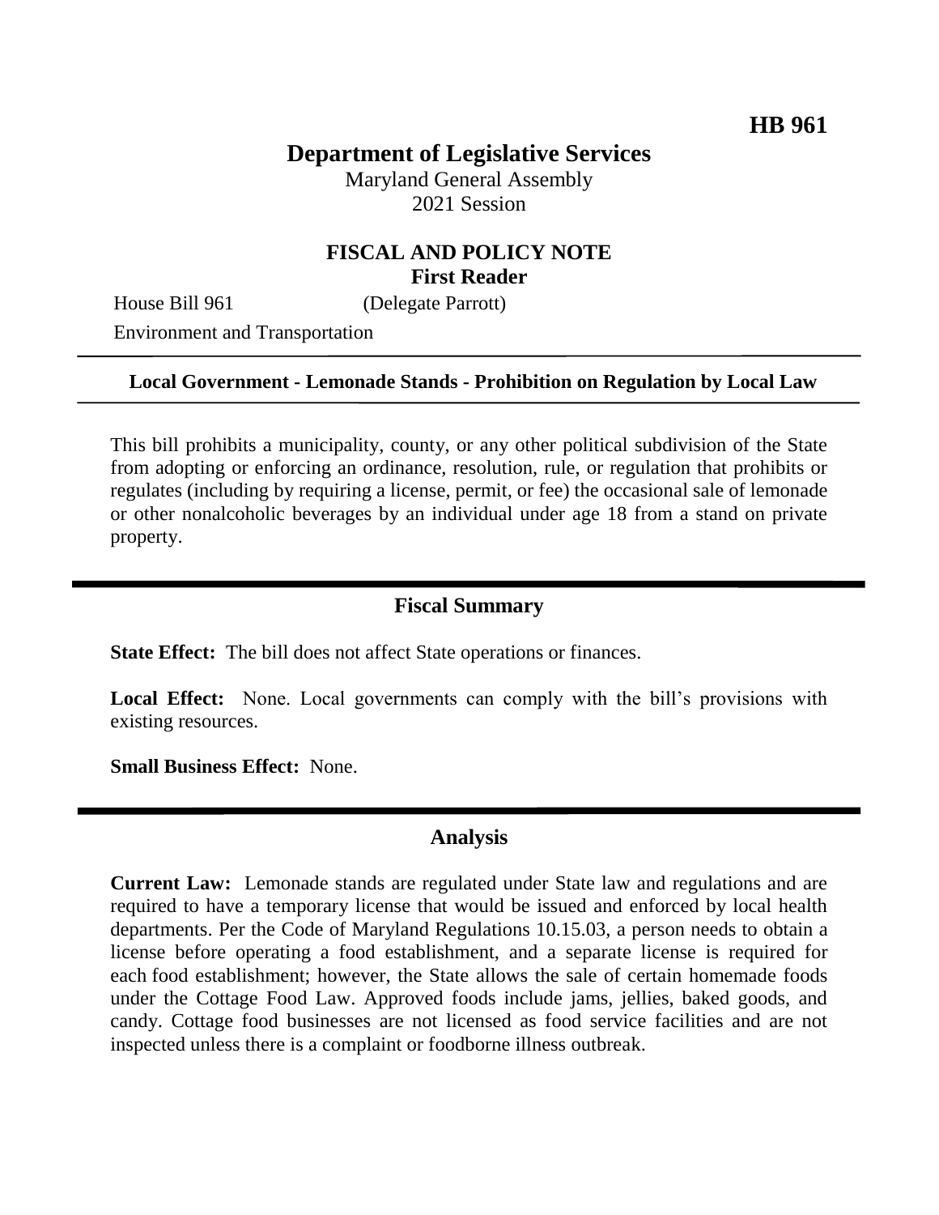**HB 961**

# Department of Legislative Services

Maryland General Assembly
2021 Session

## FISCAL AND POLICY NOTE
**First Reader**

House Bill 961 (Delegate Parrott)
Environment and Transportation

**Local Government - Lemonade Stands - Prohibition on Regulation by Local Law**

This bill prohibits a municipality, county, or any other political subdivision of the State from adopting or enforcing an ordinance, resolution, rule, or regulation that prohibits or regulates (including by requiring a license, permit, or fee) the occasional sale of lemonade or other nonalcoholic beverages by an individual under age 18 from a stand on private property.

## Fiscal Summary

**State Effect:** The bill does not affect State operations or finances.

**Local Effect:** None. Local governments can comply with the bill's provisions with existing resources.

**Small Business Effect:** None.

## Analysis

**Current Law:** Lemonade stands are regulated under State law and regulations and are required to have a temporary license that would be issued and enforced by local health departments. Per the Code of Maryland Regulations 10.15.03, a person needs to obtain a license before operating a food establishment, and a separate license is required for each food establishment; however, the State allows the sale of certain homemade foods under the Cottage Food Law. Approved foods include jams, jellies, baked goods, and candy. Cottage food businesses are not licensed as food service facilities and are not inspected unless there is a complaint or foodborne illness outbreak.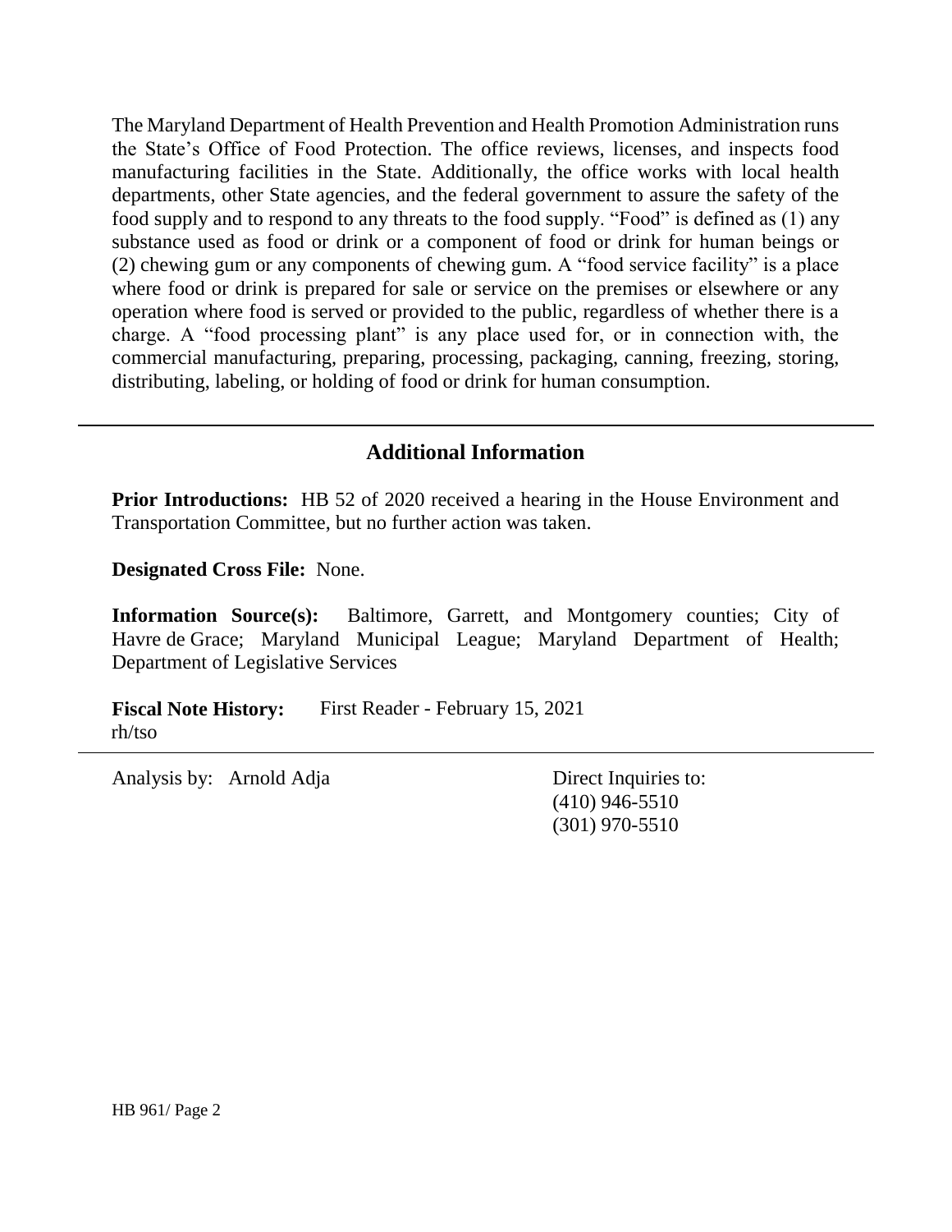The Maryland Department of Health Prevention and Health Promotion Administration runs the State's Office of Food Protection. The office reviews, licenses, and inspects food manufacturing facilities in the State. Additionally, the office works with local health departments, other State agencies, and the federal government to assure the safety of the food supply and to respond to any threats to the food supply. "Food" is defined as (1) any substance used as food or drink or a component of food or drink for human beings or (2) chewing gum or any components of chewing gum. A "food service facility" is a place where food or drink is prepared for sale or service on the premises or elsewhere or any operation where food is served or provided to the public, regardless of whether there is a charge. A "food processing plant" is any place used for, or in connection with, the commercial manufacturing, preparing, processing, packaging, canning, freezing, storing, distributing, labeling, or holding of food or drink for human consumption.

---

## Additional Information

**Prior Introductions:** HB 52 of 2020 received a hearing in the House Environment and Transportation Committee, but no further action was taken.

**Designated Cross File:** None.

**Information Source(s):** Baltimore, Garrett, and Montgomery counties; City of Havre de Grace; Maryland Municipal League; Maryland Department of Health; Department of Legislative Services

**Fiscal Note History:** First Reader - February 15, 2021
rh/tso

---

Analysis by: Arnold Adja

Direct Inquiries to:
(410) 946-5510
(301) 970-5510